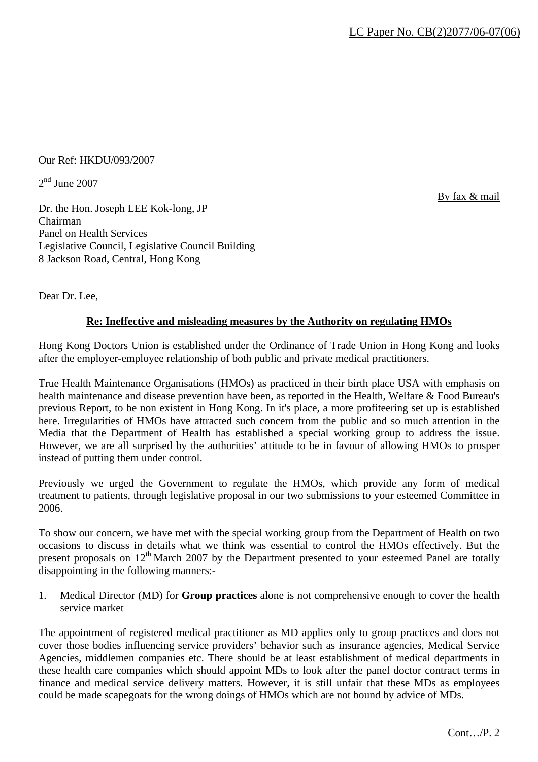LC Paper No. CB(2)2077/06-07(06)

Our Ref: HKDU/093/2007

2nd June 2007

By fax & mail

Dr. the Hon. Joseph LEE Kok-long, JP
Chairman
Panel on Health Services
Legislative Council, Legislative Council Building
8 Jackson Road, Central, Hong Kong

Dear Dr. Lee,

**Re: Ineffective and misleading measures by the Authority on regulating HMOs**

Hong Kong Doctors Union is established under the Ordinance of Trade Union in Hong Kong and looks after the employer-employee relationship of both public and private medical practitioners.

True Health Maintenance Organisations (HMOs) as practiced in their birth place USA with emphasis on health maintenance and disease prevention have been, as reported in the Health, Welfare & Food Bureau's previous Report, to be non existent in Hong Kong. In it's place, a more profiteering set up is established here. Irregularities of HMOs have attracted such concern from the public and so much attention in the Media that the Department of Health has established a special working group to address the issue. However, we are all surprised by the authorities' attitude to be in favour of allowing HMOs to prosper instead of putting them under control.

Previously we urged the Government to regulate the HMOs, which provide any form of medical treatment to patients, through legislative proposal in our two submissions to your esteemed Committee in 2006.

To show our concern, we have met with the special working group from the Department of Health on two occasions to discuss in details what we think was essential to control the HMOs effectively. But the present proposals on 12th March 2007 by the Department presented to your esteemed Panel are totally disappointing in the following manners:-

1. Medical Director (MD) for **Group practices** alone is not comprehensive enough to cover the health service market

The appointment of registered medical practitioner as MD applies only to group practices and does not cover those bodies influencing service providers' behavior such as insurance agencies, Medical Service Agencies, middlemen companies etc. There should be at least establishment of medical departments in these health care companies which should appoint MDs to look after the panel doctor contract terms in finance and medical service delivery matters. However, it is still unfair that these MDs as employees could be made scapegoats for the wrong doings of HMOs which are not bound by advice of MDs.

Cont…/P. 2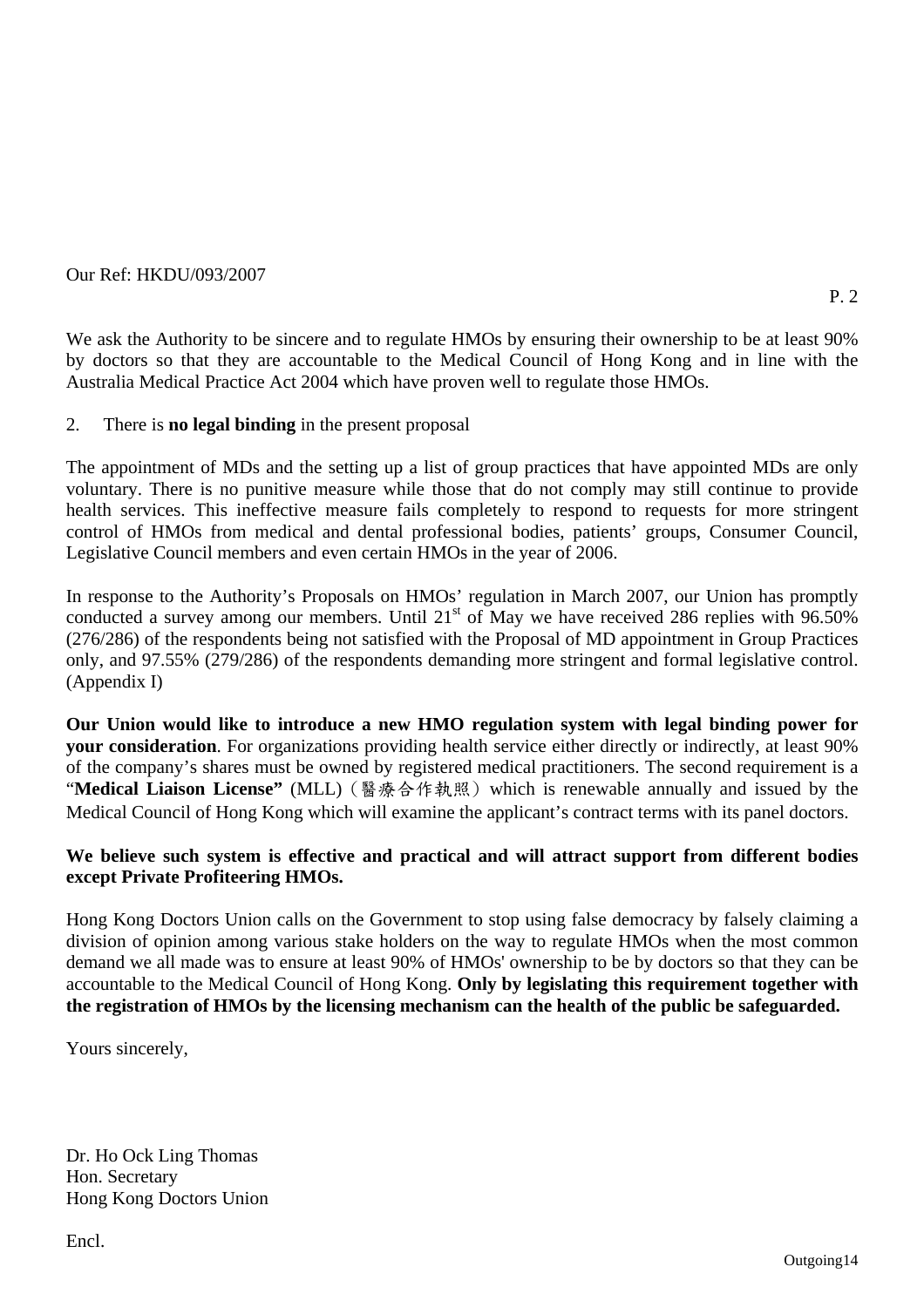Our Ref: HKDU/093/2007

We ask the Authority to be sincere and to regulate HMOs by ensuring their ownership to be at least 90% by doctors so that they are accountable to the Medical Council of Hong Kong and in line with the Australia Medical Practice Act 2004 which have proven well to regulate those HMOs.

2. There is **no legal binding** in the present proposal

The appointment of MDs and the setting up a list of group practices that have appointed MDs are only voluntary. There is no punitive measure while those that do not comply may still continue to provide health services. This ineffective measure fails completely to respond to requests for more stringent control of HMOs from medical and dental professional bodies, patients' groups, Consumer Council, Legislative Council members and even certain HMOs in the year of 2006.

In response to the Authority's Proposals on HMOs' regulation in March 2007, our Union has promptly conducted a survey among our members. Until 21st of May we have received 286 replies with 96.50% (276/286) of the respondents being not satisfied with the Proposal of MD appointment in Group Practices only, and 97.55% (279/286) of the respondents demanding more stringent and formal legislative control. (Appendix I)

**Our Union would like to introduce a new HMO regulation system with legal binding power for your consideration**. For organizations providing health service either directly or indirectly, at least 90% of the company's shares must be owned by registered medical practitioners. The second requirement is a "**Medical Liaison License"** (MLL)（醫療合作執照）which is renewable annually and issued by the Medical Council of Hong Kong which will examine the applicant's contract terms with its panel doctors.

**We believe such system is effective and practical and will attract support from different bodies except Private Profiteering HMOs.**

Hong Kong Doctors Union calls on the Government to stop using false democracy by falsely claiming a division of opinion among various stake holders on the way to regulate HMOs when the most common demand we all made was to ensure at least 90% of HMOs' ownership to be by doctors so that they can be accountable to the Medical Council of Hong Kong. **Only by legislating this requirement together with the registration of HMOs by the licensing mechanism can the health of the public be safeguarded.**

Yours sincerely,

Dr. Ho Ock Ling Thomas
Hon. Secretary
Hong Kong Doctors Union

Encl.

Outgoing14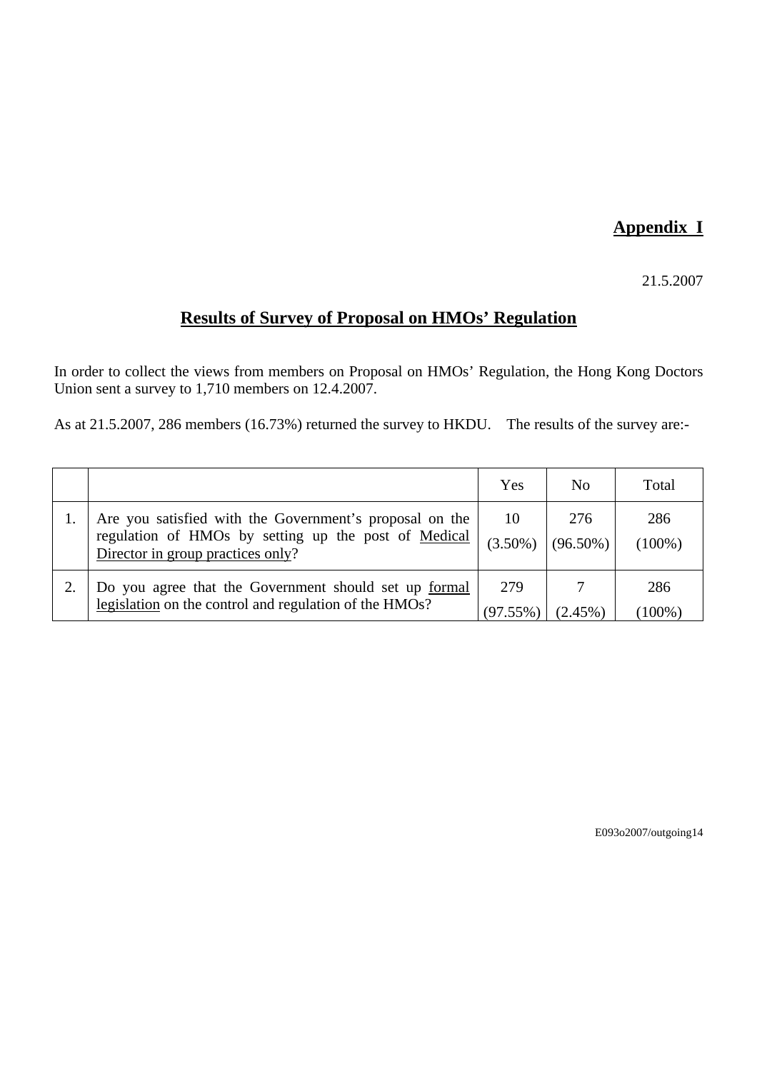**Appendix I**

21.5.2007

## Results of Survey of Proposal on HMOs' Regulation

In order to collect the views from members on Proposal on HMOs' Regulation, the Hong Kong Doctors Union sent a survey to 1,710 members on 12.4.2007.

As at 21.5.2007, 286 members (16.73%) returned the survey to HKDU. The results of the survey are:-

| | | Yes | No | Total |
|---|---|---|---|---|
| 1. | Are you satisfied with the Government's proposal on the regulation of HMOs by setting up the post of Medical Director in group practices only? | 10 (3.50%) | 276 (96.50%) | 286 (100%) |
| 2. | Do you agree that the Government should set up formal legislation on the control and regulation of the HMOs? | 279 (97.55%) | 7 (2.45%) | 286 (100%) |

E093o2007/outgoing14